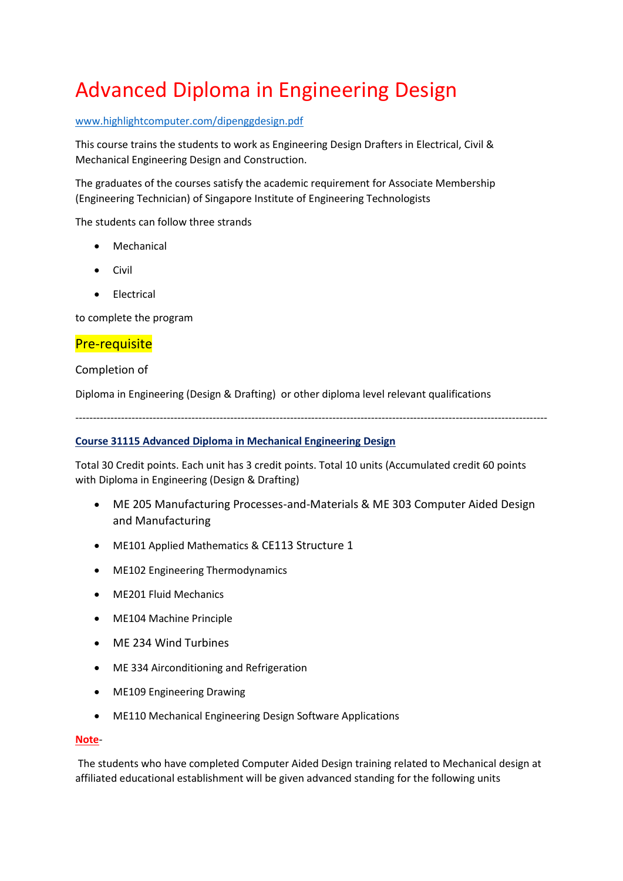# Advanced Diploma in Engineering Design

www.highlightcomputer.com/dipenggdesign.pdf

This course trains the students to work as Engineering Design Drafters in Electrical, Civil & Mechanical Engineering Design and Construction.

The graduates of the courses satisfy the academic requirement for Associate Membership (Engineering Technician) of Singapore Institute of Engineering Technologists

The students can follow three strands

- Mechanical
- Civil
- Electrical

to complete the program

## Pre-requisite

Completion of

Diploma in Engineering (Design & Drafting) or other diploma level relevant qualifications

---

### Course 31115 Advanced Diploma in Mechanical Engineering Design

Total 30 Credit points. Each unit has 3 credit points. Total 10 units (Accumulated credit 60 points with Diploma in Engineering (Design & Drafting)

- ME 205 Manufacturing Processes-and-Materials & ME 303 Computer Aided Design and Manufacturing
- ME101 Applied Mathematics & CE113 Structure 1
- ME102 Engineering Thermodynamics
- ME201 Fluid Mechanics
- ME104 Machine Principle
- ME 234 Wind Turbines
- ME 334 Airconditioning and Refrigeration
- ME109 Engineering Drawing
- ME110 Mechanical Engineering Design Software Applications

**Note**-

The students who have completed Computer Aided Design training related to Mechanical design at affiliated educational establishment will be given advanced standing for the following units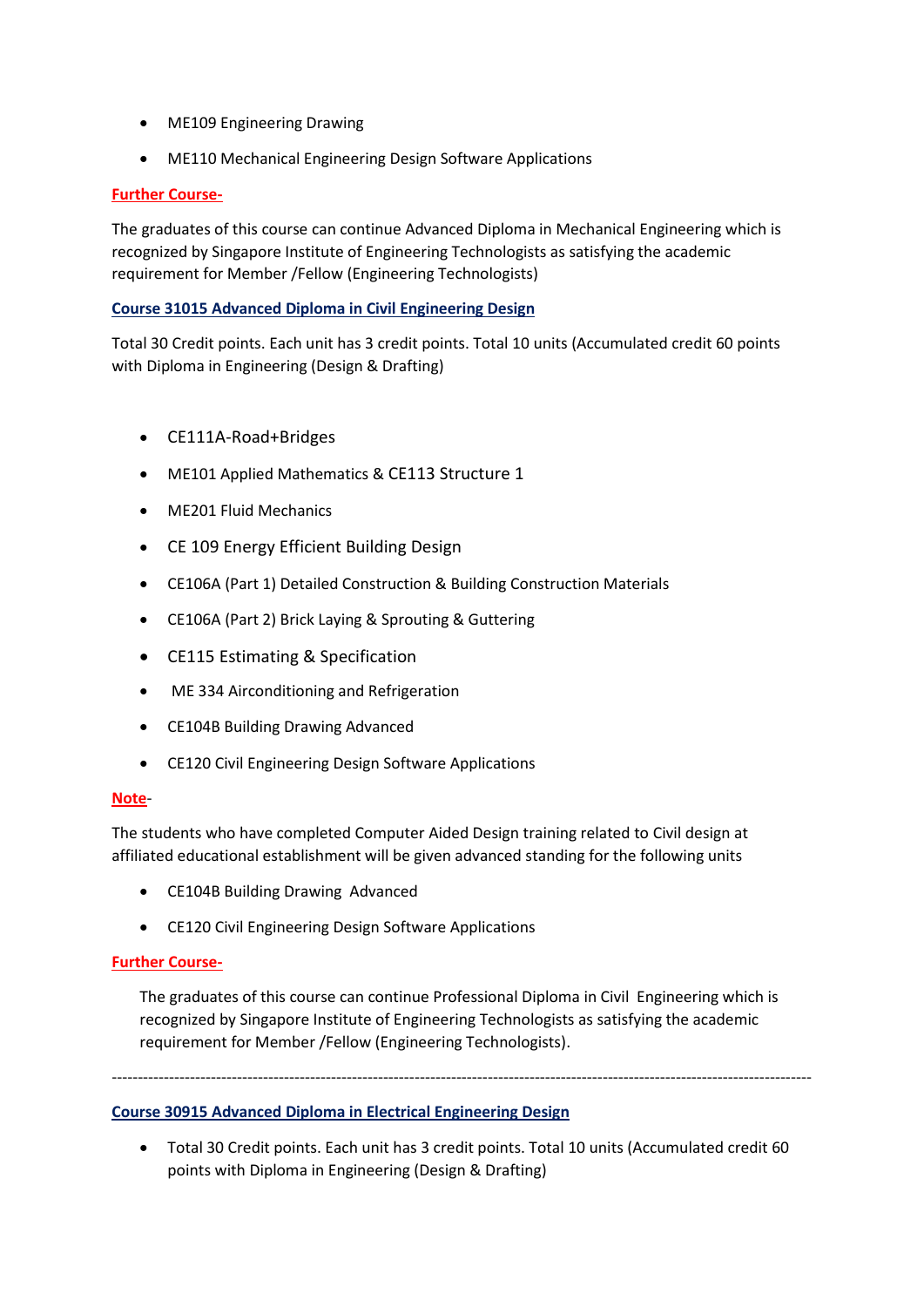- ME109 Engineering Drawing
- ME110 Mechanical Engineering Design Software Applications

**Further Course-**

The graduates of this course can continue Advanced Diploma in Mechanical Engineering which is recognized by Singapore Institute of Engineering Technologists as satisfying the academic requirement for Member /Fellow (Engineering Technologists)

**Course 31015 Advanced Diploma in Civil Engineering Design**

Total 30 Credit points. Each unit has 3 credit points. Total 10 units (Accumulated credit 60 points with Diploma in Engineering (Design & Drafting)

- CE111A-Road+Bridges
- ME101 Applied Mathematics & CE113 Structure 1
- ME201 Fluid Mechanics
- CE 109 Energy Efficient Building Design
- CE106A (Part 1) Detailed Construction & Building Construction Materials
- CE106A (Part 2) Brick Laying & Sprouting & Guttering
- CE115 Estimating & Specification
- ME 334 Airconditioning and Refrigeration
- CE104B Building Drawing Advanced
- CE120 Civil Engineering Design Software Applications

**Note**-

The students who have completed Computer Aided Design training related to Civil design at affiliated educational establishment will be given advanced standing for the following units

- CE104B Building Drawing Advanced
- CE120 Civil Engineering Design Software Applications

**Further Course-**

The graduates of this course can continue Professional Diploma in Civil Engineering which is recognized by Singapore Institute of Engineering Technologists as satisfying the academic requirement for Member /Fellow (Engineering Technologists).

---

**Course 30915 Advanced Diploma in Electrical Engineering Design**

- Total 30 Credit points. Each unit has 3 credit points. Total 10 units (Accumulated credit 60 points with Diploma in Engineering (Design & Drafting)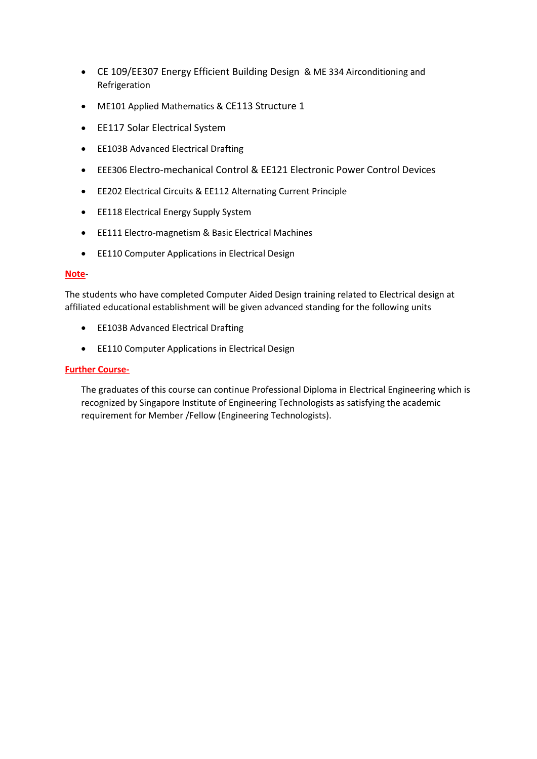- CE 109/EE307 Energy Efficient Building Design & ME 334 Airconditioning and Refrigeration
- ME101 Applied Mathematics & CE113 Structure 1
- EE117 Solar Electrical System
- EE103B Advanced Electrical Drafting
- EEE306 Electro-mechanical Control & EE121 Electronic Power Control Devices
- EE202 Electrical Circuits & EE112 Alternating Current Principle
- EE118 Electrical Energy Supply System
- EE111 Electro-magnetism & Basic Electrical Machines
- EE110 Computer Applications in Electrical Design

**Note**-

The students who have completed Computer Aided Design training related to Electrical design at affiliated educational establishment will be given advanced standing for the following units

- EE103B Advanced Electrical Drafting
- EE110 Computer Applications in Electrical Design

**Further Course-**

The graduates of this course can continue Professional Diploma in Electrical Engineering which is recognized by Singapore Institute of Engineering Technologists as satisfying the academic requirement for Member /Fellow (Engineering Technologists).